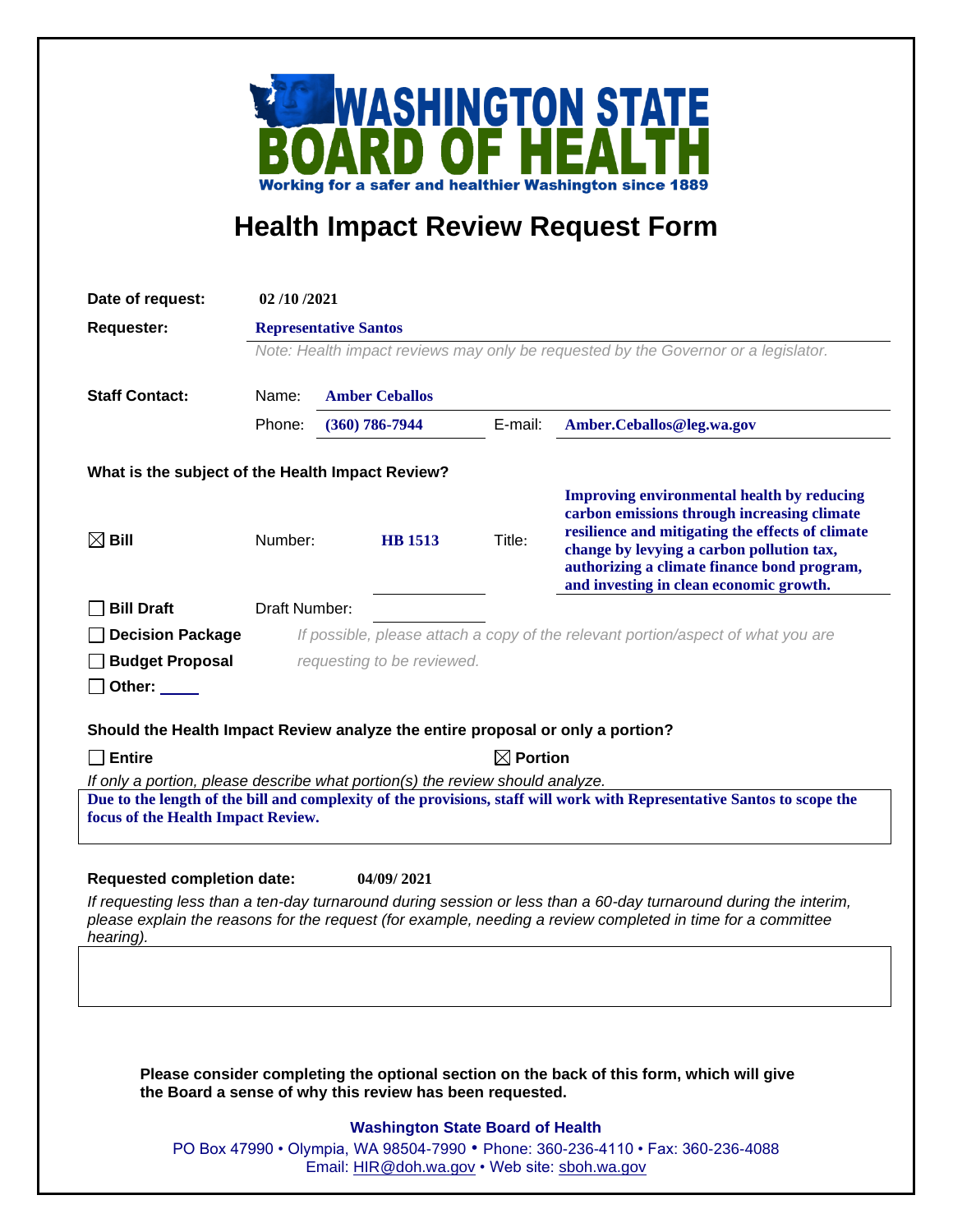# WASHINGTON STATE BOARD OF HEALTH

Working for a safer and healthier Washington since 1889

## Health Impact Review Request Form

**Date of request:** 02 /10 /2021

**Requester:** Representative Santos

*Note: Health impact reviews may only be requested by the Governor or a legislator.*

**Staff Contact:**

Name: Amber Ceballos

Phone: (360) 786-7944 E-mail: Amber.Ceballos@leg.wa.gov

**What is the subject of the Health Impact Review?**

☒ **Bill** Number: HB 1513 Title: Improving environmental health by reducing carbon emissions through increasing climate resilience and mitigating the effects of climate change by levying a carbon pollution tax, authorizing a climate finance bond program, and investing in clean economic growth.

☐ **Bill Draft** Draft Number:

☐ **Decision Package**

☐ **Budget Proposal**

☐ **Other:** ____

*If possible, please attach a copy of the relevant portion/aspect of what you are requesting to be reviewed.*

**Should the Health Impact Review analyze the entire proposal or only a portion?**

☐ **Entire** ☒ **Portion**

*If only a portion, please describe what portion(s) the review should analyze.*

Due to the length of the bill and complexity of the provisions, staff will work with Representative Santos to scope the focus of the Health Impact Review.

**Requested completion date:** 04/09/ 2021

*If requesting less than a ten-day turnaround during session or less than a 60-day turnaround during the interim, please explain the reasons for the request (for example, needing a review completed in time for a committee hearing).*

**Please consider completing the optional section on the back of this form, which will give the Board a sense of why this review has been requested.**

**Washington State Board of Health**

PO Box 47990 • Olympia, WA 98504-7990 • Phone: 360-236-4110 • Fax: 360-236-4088

Email: HIR@doh.wa.gov • Web site: sboh.wa.gov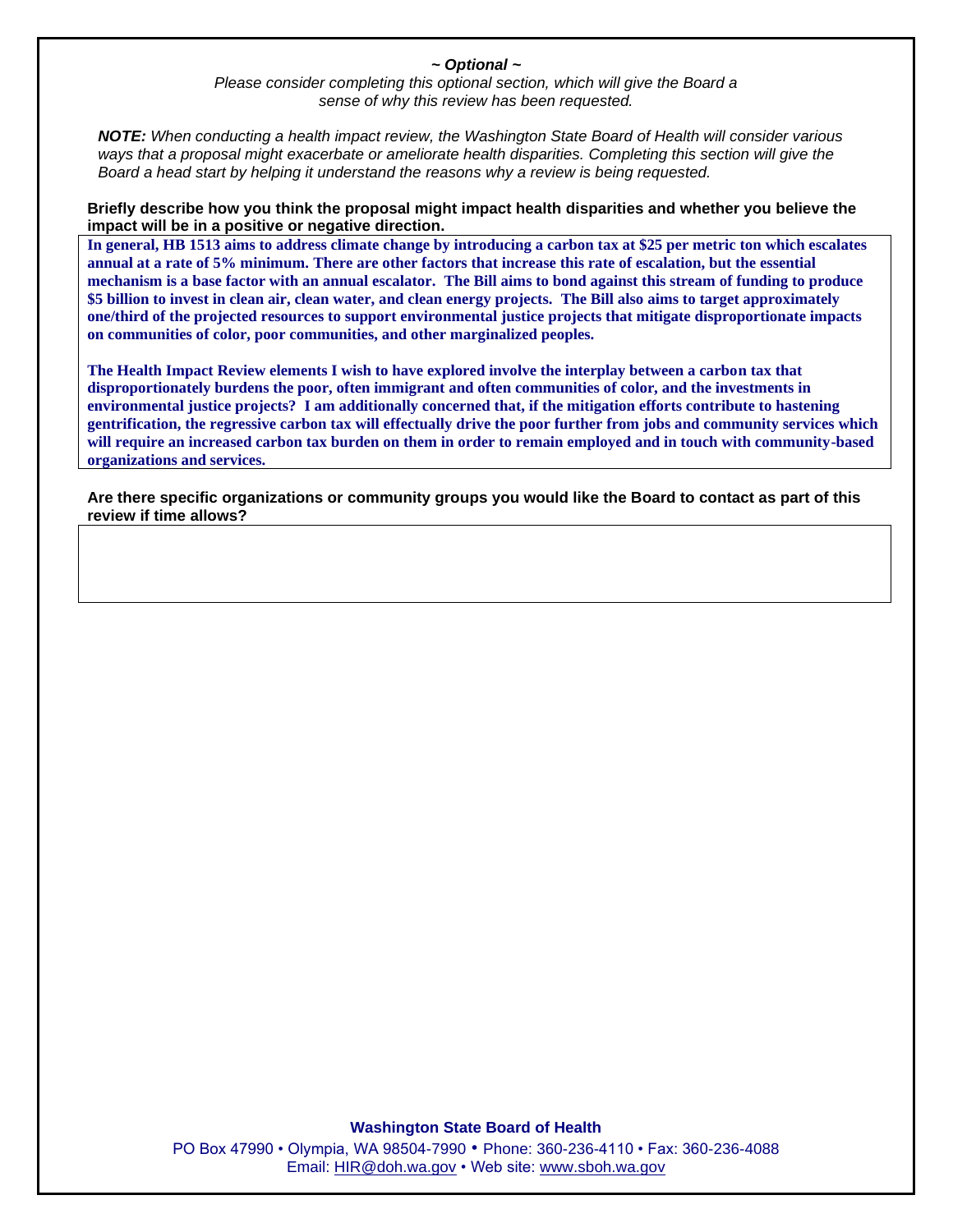***~ Optional ~***

*Please consider completing this optional section, which will give the Board a sense of why this review has been requested.*

***NOTE:*** *When conducting a health impact review, the Washington State Board of Health will consider various ways that a proposal might exacerbate or ameliorate health disparities. Completing this section will give the Board a head start by helping it understand the reasons why a review is being requested.*

**Briefly describe how you think the proposal might impact health disparities and whether you believe the impact will be in a positive or negative direction.**

**In general, HB 1513 aims to address climate change by introducing a carbon tax at $25 per metric ton which escalates annual at a rate of 5% minimum. There are other factors that increase this rate of escalation, but the essential mechanism is a base factor with an annual escalator. The Bill aims to bond against this stream of funding to produce $5 billion to invest in clean air, clean water, and clean energy projects. The Bill also aims to target approximately one/third of the projected resources to support environmental justice projects that mitigate disproportionate impacts on communities of color, poor communities, and other marginalized peoples.**

**The Health Impact Review elements I wish to have explored involve the interplay between a carbon tax that disproportionately burdens the poor, often immigrant and often communities of color, and the investments in environmental justice projects? I am additionally concerned that, if the mitigation efforts contribute to hastening gentrification, the regressive carbon tax will effectually drive the poor further from jobs and community services which will require an increased carbon tax burden on them in order to remain employed and in touch with community-based organizations and services.**

**Are there specific organizations or community groups you would like the Board to contact as part of this review if time allows?**

**Washington State Board of Health**

PO Box 47990 • Olympia, WA 98504-7990 • Phone: 360-236-4110 • Fax: 360-236-4088
Email: HIR@doh.wa.gov • Web site: www.sboh.wa.gov